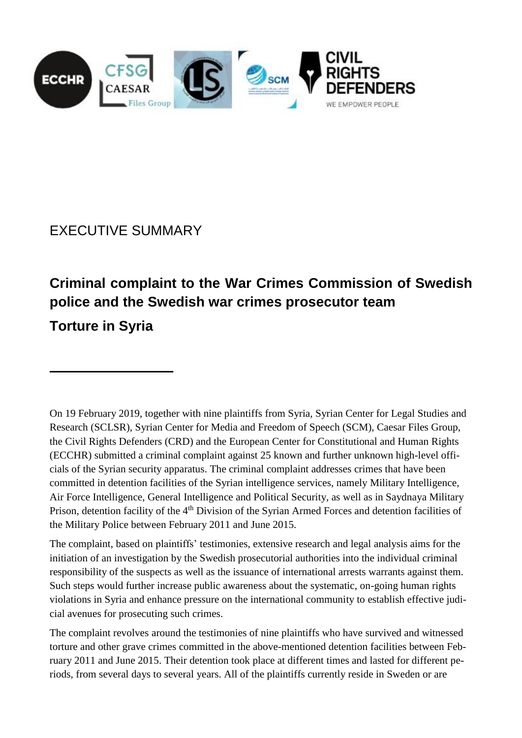# EXECUTIVE SUMMARY

## Criminal complaint to the War Crimes Commission of Swedish police and the Swedish war crimes prosecutor team

## Torture in Syria

On 19 February 2019, together with nine plaintiffs from Syria, Syrian Center for Legal Studies and Research (SCLSR), Syrian Center for Media and Freedom of Speech (SCM), Caesar Files Group, the Civil Rights Defenders (CRD) and the European Center for Constitutional and Human Rights (ECCHR) submitted a criminal complaint against 25 known and further unknown high-level officials of the Syrian security apparatus. The criminal complaint addresses crimes that have been committed in detention facilities of the Syrian intelligence services, namely Military Intelligence, Air Force Intelligence, General Intelligence and Political Security, as well as in Saydnaya Military Prison, detention facility of the 4th Division of the Syrian Armed Forces and detention facilities of the Military Police between February 2011 and June 2015.

The complaint, based on plaintiffs' testimonies, extensive research and legal analysis aims for the initiation of an investigation by the Swedish prosecutorial authorities into the individual criminal responsibility of the suspects as well as the issuance of international arrests warrants against them. Such steps would further increase public awareness about the systematic, on-going human rights violations in Syria and enhance pressure on the international community to establish effective judicial avenues for prosecuting such crimes.

The complaint revolves around the testimonies of nine plaintiffs who have survived and witnessed torture and other grave crimes committed in the above-mentioned detention facilities between February 2011 and June 2015. Their detention took place at different times and lasted for different periods, from several days to several years. All of the plaintiffs currently reside in Sweden or are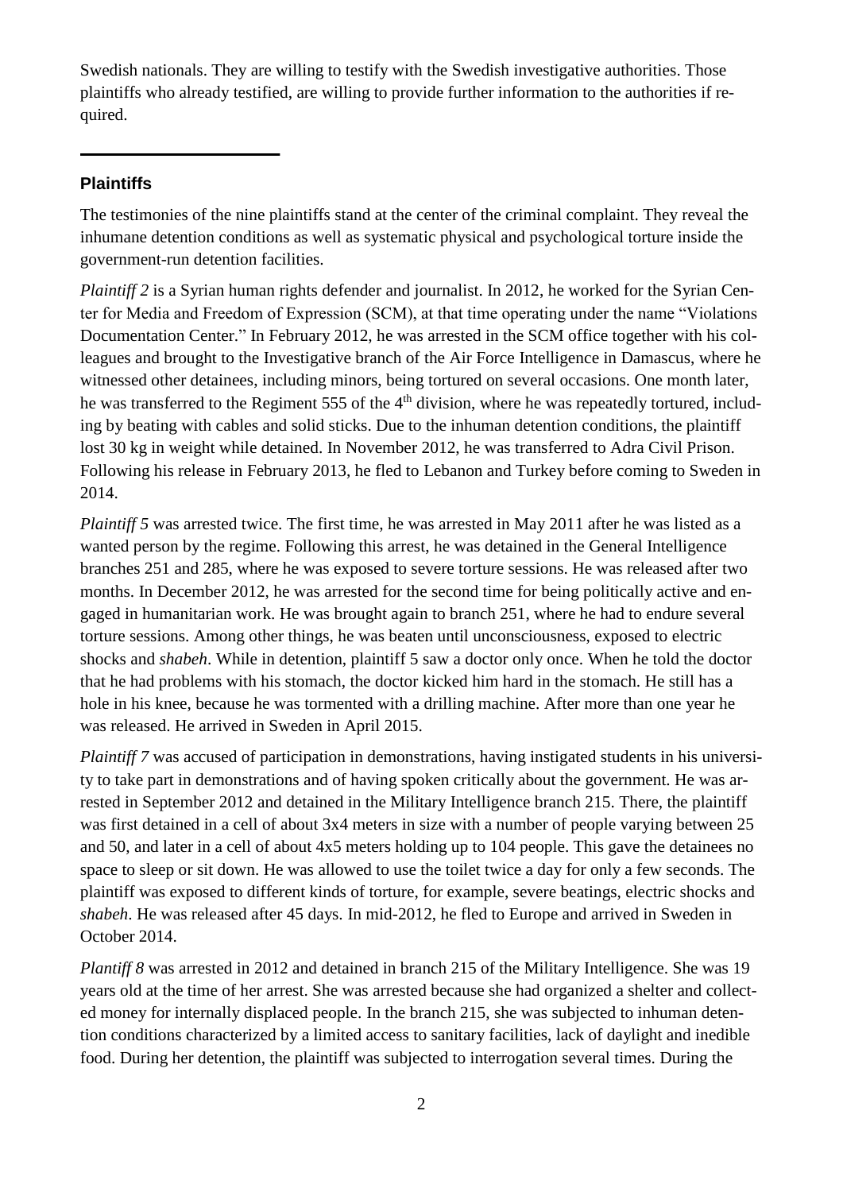Swedish nationals. They are willing to testify with the Swedish investigative authorities. Those plaintiffs who already testified, are willing to provide further information to the authorities if required.

---

## Plaintiffs

The testimonies of the nine plaintiffs stand at the center of the criminal complaint. They reveal the inhumane detention conditions as well as systematic physical and psychological torture inside the government-run detention facilities.

*Plaintiff 2* is a Syrian human rights defender and journalist. In 2012, he worked for the Syrian Center for Media and Freedom of Expression (SCM), at that time operating under the name "Violations Documentation Center." In February 2012, he was arrested in the SCM office together with his colleagues and brought to the Investigative branch of the Air Force Intelligence in Damascus, where he witnessed other detainees, including minors, being tortured on several occasions. One month later, he was transferred to the Regiment 555 of the 4th division, where he was repeatedly tortured, including by beating with cables and solid sticks. Due to the inhuman detention conditions, the plaintiff lost 30 kg in weight while detained. In November 2012, he was transferred to Adra Civil Prison. Following his release in February 2013, he fled to Lebanon and Turkey before coming to Sweden in 2014.

*Plaintiff 5* was arrested twice. The first time, he was arrested in May 2011 after he was listed as a wanted person by the regime. Following this arrest, he was detained in the General Intelligence branches 251 and 285, where he was exposed to severe torture sessions. He was released after two months. In December 2012, he was arrested for the second time for being politically active and engaged in humanitarian work. He was brought again to branch 251, where he had to endure several torture sessions. Among other things, he was beaten until unconsciousness, exposed to electric shocks and *shabeh*. While in detention, plaintiff 5 saw a doctor only once. When he told the doctor that he had problems with his stomach, the doctor kicked him hard in the stomach. He still has a hole in his knee, because he was tormented with a drilling machine. After more than one year he was released. He arrived in Sweden in April 2015.

*Plaintiff 7* was accused of participation in demonstrations, having instigated students in his university to take part in demonstrations and of having spoken critically about the government. He was arrested in September 2012 and detained in the Military Intelligence branch 215. There, the plaintiff was first detained in a cell of about 3x4 meters in size with a number of people varying between 25 and 50, and later in a cell of about 4x5 meters holding up to 104 people. This gave the detainees no space to sleep or sit down. He was allowed to use the toilet twice a day for only a few seconds. The plaintiff was exposed to different kinds of torture, for example, severe beatings, electric shocks and *shabeh*. He was released after 45 days. In mid-2012, he fled to Europe and arrived in Sweden in October 2014.

*Plantiff 8* was arrested in 2012 and detained in branch 215 of the Military Intelligence. She was 19 years old at the time of her arrest. She was arrested because she had organized a shelter and collected money for internally displaced people. In the branch 215, she was subjected to inhuman detention conditions characterized by a limited access to sanitary facilities, lack of daylight and inedible food. During her detention, the plaintiff was subjected to interrogation several times. During the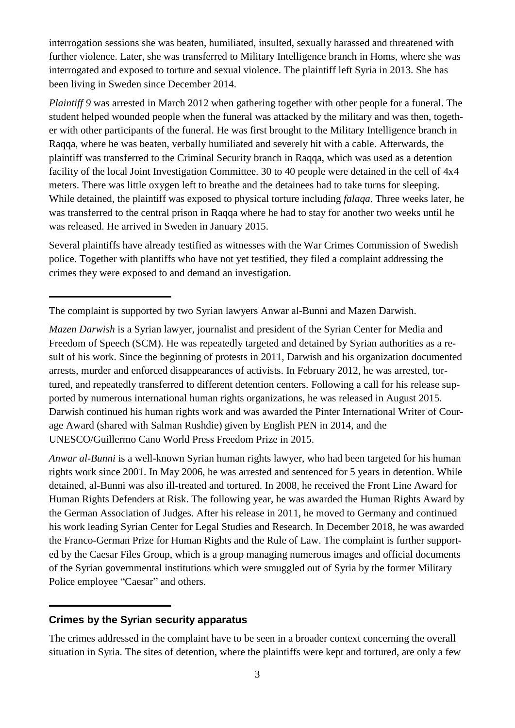interrogation sessions she was beaten, humiliated, insulted, sexually harassed and threatened with further violence. Later, she was transferred to Military Intelligence branch in Homs, where she was interrogated and exposed to torture and sexual violence. The plaintiff left Syria in 2013. She has been living in Sweden since December 2014.

*Plaintiff 9* was arrested in March 2012 when gathering together with other people for a funeral. The student helped wounded people when the funeral was attacked by the military and was then, together with other participants of the funeral. He was first brought to the Military Intelligence branch in Raqqa, where he was beaten, verbally humiliated and severely hit with a cable. Afterwards, the plaintiff was transferred to the Criminal Security branch in Raqqa, which was used as a detention facility of the local Joint Investigation Committee. 30 to 40 people were detained in the cell of 4x4 meters. There was little oxygen left to breathe and the detainees had to take turns for sleeping. While detained, the plaintiff was exposed to physical torture including *falaqa*. Three weeks later, he was transferred to the central prison in Raqqa where he had to stay for another two weeks until he was released. He arrived in Sweden in January 2015.

Several plaintiffs have already testified as witnesses with the War Crimes Commission of Swedish police. Together with plantiffs who have not yet testified, they filed a complaint addressing the crimes they were exposed to and demand an investigation.

---

The complaint is supported by two Syrian lawyers Anwar al-Bunni and Mazen Darwish.

*Mazen Darwish* is a Syrian lawyer, journalist and president of the Syrian Center for Media and Freedom of Speech (SCM). He was repeatedly targeted and detained by Syrian authorities as a result of his work. Since the beginning of protests in 2011, Darwish and his organization documented arrests, murder and enforced disappearances of activists. In February 2012, he was arrested, tortured, and repeatedly transferred to different detention centers. Following a call for his release supported by numerous international human rights organizations, he was released in August 2015. Darwish continued his human rights work and was awarded the Pinter International Writer of Courage Award (shared with Salman Rushdie) given by English PEN in 2014, and the UNESCO/Guillermo Cano World Press Freedom Prize in 2015.

*Anwar al-Bunni* is a well-known Syrian human rights lawyer, who had been targeted for his human rights work since 2001. In May 2006, he was arrested and sentenced for 5 years in detention. While detained, al-Bunni was also ill-treated and tortured. In 2008, he received the Front Line Award for Human Rights Defenders at Risk. The following year, he was awarded the Human Rights Award by the German Association of Judges. After his release in 2011, he moved to Germany and continued his work leading Syrian Center for Legal Studies and Research. In December 2018, he was awarded the Franco-German Prize for Human Rights and the Rule of Law. The complaint is further supported by the Caesar Files Group, which is a group managing numerous images and official documents of the Syrian governmental institutions which were smuggled out of Syria by the former Military Police employee "Caesar" and others.

---

## Crimes by the Syrian security apparatus

The crimes addressed in the complaint have to be seen in a broader context concerning the overall situation in Syria. The sites of detention, where the plaintiffs were kept and tortured, are only a few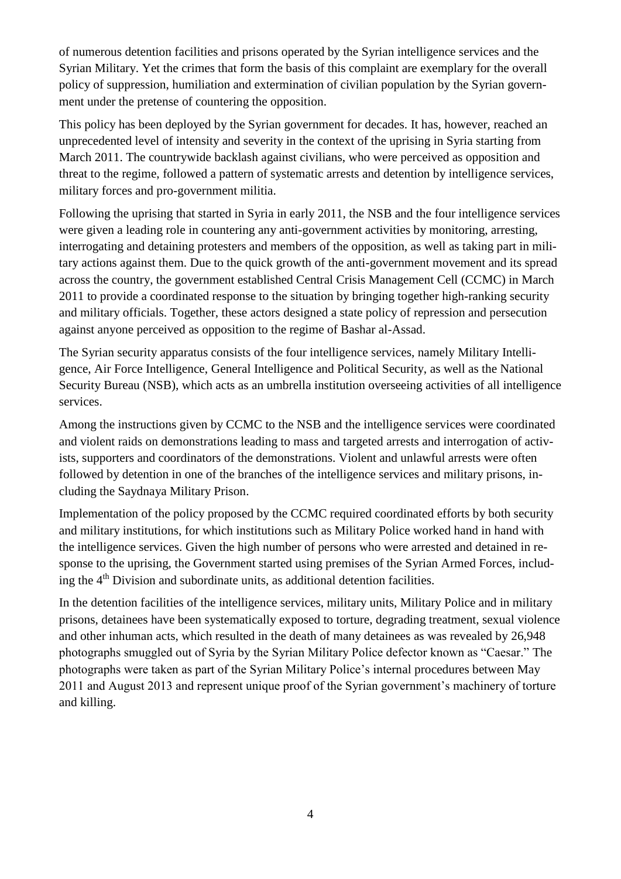of numerous detention facilities and prisons operated by the Syrian intelligence services and the Syrian Military. Yet the crimes that form the basis of this complaint are exemplary for the overall policy of suppression, humiliation and extermination of civilian population by the Syrian government under the pretense of countering the opposition.

This policy has been deployed by the Syrian government for decades. It has, however, reached an unprecedented level of intensity and severity in the context of the uprising in Syria starting from March 2011. The countrywide backlash against civilians, who were perceived as opposition and threat to the regime, followed a pattern of systematic arrests and detention by intelligence services, military forces and pro-government militia.

Following the uprising that started in Syria in early 2011, the NSB and the four intelligence services were given a leading role in countering any anti-government activities by monitoring, arresting, interrogating and detaining protesters and members of the opposition, as well as taking part in military actions against them. Due to the quick growth of the anti-government movement and its spread across the country, the government established Central Crisis Management Cell (CCMC) in March 2011 to provide a coordinated response to the situation by bringing together high-ranking security and military officials. Together, these actors designed a state policy of repression and persecution against anyone perceived as opposition to the regime of Bashar al-Assad.

The Syrian security apparatus consists of the four intelligence services, namely Military Intelligence, Air Force Intelligence, General Intelligence and Political Security, as well as the National Security Bureau (NSB), which acts as an umbrella institution overseeing activities of all intelligence services.

Among the instructions given by CCMC to the NSB and the intelligence services were coordinated and violent raids on demonstrations leading to mass and targeted arrests and interrogation of activists, supporters and coordinators of the demonstrations. Violent and unlawful arrests were often followed by detention in one of the branches of the intelligence services and military prisons, including the Saydnaya Military Prison.

Implementation of the policy proposed by the CCMC required coordinated efforts by both security and military institutions, for which institutions such as Military Police worked hand in hand with the intelligence services. Given the high number of persons who were arrested and detained in response to the uprising, the Government started using premises of the Syrian Armed Forces, including the 4th Division and subordinate units, as additional detention facilities.

In the detention facilities of the intelligence services, military units, Military Police and in military prisons, detainees have been systematically exposed to torture, degrading treatment, sexual violence and other inhuman acts, which resulted in the death of many detainees as was revealed by 26,948 photographs smuggled out of Syria by the Syrian Military Police defector known as "Caesar." The photographs were taken as part of the Syrian Military Police's internal procedures between May 2011 and August 2013 and represent unique proof of the Syrian government's machinery of torture and killing.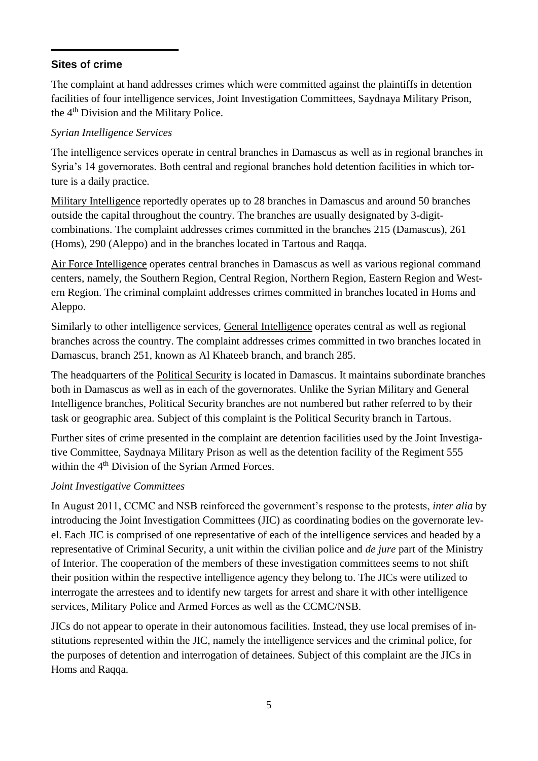## Sites of crime

The complaint at hand addresses crimes which were committed against the plaintiffs in detention facilities of four intelligence services, Joint Investigation Committees, Saydnaya Military Prison, the 4th Division and the Military Police.

### *Syrian Intelligence Services*

The intelligence services operate in central branches in Damascus as well as in regional branches in Syria's 14 governorates. Both central and regional branches hold detention facilities in which torture is a daily practice.

Military Intelligence reportedly operates up to 28 branches in Damascus and around 50 branches outside the capital throughout the country. The branches are usually designated by 3-digit-combinations. The complaint addresses crimes committed in the branches 215 (Damascus), 261 (Homs), 290 (Aleppo) and in the branches located in Tartous and Raqqa.

Air Force Intelligence operates central branches in Damascus as well as various regional command centers, namely, the Southern Region, Central Region, Northern Region, Eastern Region and Western Region. The criminal complaint addresses crimes committed in branches located in Homs and Aleppo.

Similarly to other intelligence services, General Intelligence operates central as well as regional branches across the country. The complaint addresses crimes committed in two branches located in Damascus, branch 251, known as Al Khateeb branch, and branch 285.

The headquarters of the Political Security is located in Damascus. It maintains subordinate branches both in Damascus as well as in each of the governorates. Unlike the Syrian Military and General Intelligence branches, Political Security branches are not numbered but rather referred to by their task or geographic area. Subject of this complaint is the Political Security branch in Tartous.

Further sites of crime presented in the complaint are detention facilities used by the Joint Investigative Committee, Saydnaya Military Prison as well as the detention facility of the Regiment 555 within the 4th Division of the Syrian Armed Forces.

### *Joint Investigative Committees*

In August 2011, CCMC and NSB reinforced the government's response to the protests, *inter alia* by introducing the Joint Investigation Committees (JIC) as coordinating bodies on the governorate level. Each JIC is comprised of one representative of each of the intelligence services and headed by a representative of Criminal Security, a unit within the civilian police and *de jure* part of the Ministry of Interior. The cooperation of the members of these investigation committees seems to not shift their position within the respective intelligence agency they belong to. The JICs were utilized to interrogate the arrestees and to identify new targets for arrest and share it with other intelligence services, Military Police and Armed Forces as well as the CCMC/NSB.

JICs do not appear to operate in their autonomous facilities. Instead, they use local premises of institutions represented within the JIC, namely the intelligence services and the criminal police, for the purposes of detention and interrogation of detainees. Subject of this complaint are the JICs in Homs and Raqqa.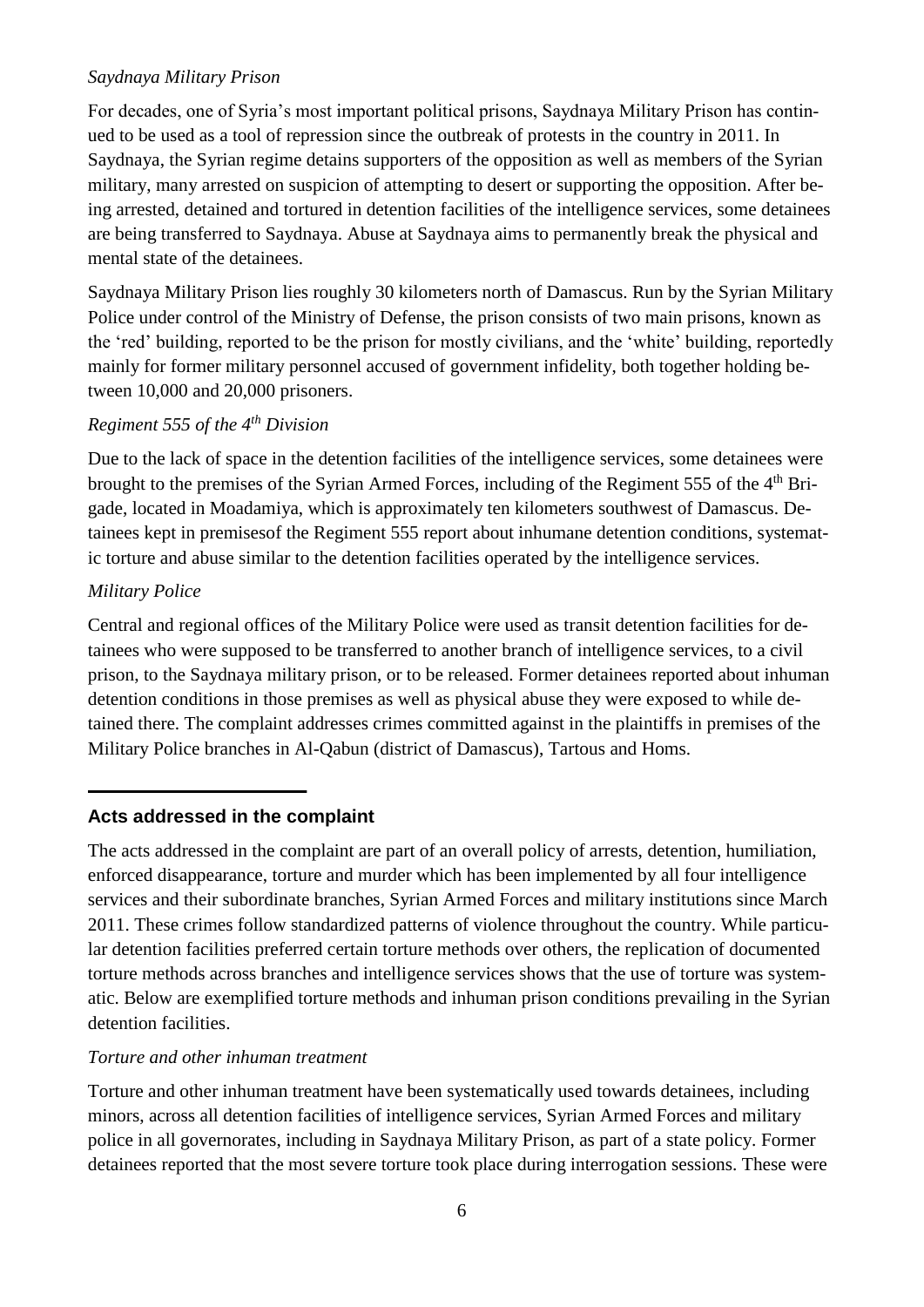*Saydnaya Military Prison*

For decades, one of Syria's most important political prisons, Saydnaya Military Prison has continued to be used as a tool of repression since the outbreak of protests in the country in 2011. In Saydnaya, the Syrian regime detains supporters of the opposition as well as members of the Syrian military, many arrested on suspicion of attempting to desert or supporting the opposition. After being arrested, detained and tortured in detention facilities of the intelligence services, some detainees are being transferred to Saydnaya. Abuse at Saydnaya aims to permanently break the physical and mental state of the detainees.

Saydnaya Military Prison lies roughly 30 kilometers north of Damascus. Run by the Syrian Military Police under control of the Ministry of Defense, the prison consists of two main prisons, known as the 'red' building, reported to be the prison for mostly civilians, and the 'white' building, reportedly mainly for former military personnel accused of government infidelity, both together holding between 10,000 and 20,000 prisoners.

*Regiment 555 of the 4th Division*

Due to the lack of space in the detention facilities of the intelligence services, some detainees were brought to the premises of the Syrian Armed Forces, including of the Regiment 555 of the 4th Brigade, located in Moadamiya, which is approximately ten kilometers southwest of Damascus. Detainees kept in premisesof the Regiment 555 report about inhumane detention conditions, systematic torture and abuse similar to the detention facilities operated by the intelligence services.

*Military Police*

Central and regional offices of the Military Police were used as transit detention facilities for detainees who were supposed to be transferred to another branch of intelligence services, to a civil prison, to the Saydnaya military prison, or to be released. Former detainees reported about inhuman detention conditions in those premises as well as physical abuse they were exposed to while detained there. The complaint addresses crimes committed against in the plaintiffs in premises of the Military Police branches in Al-Qabun (district of Damascus), Tartous and Homs.

---

## Acts addressed in the complaint

The acts addressed in the complaint are part of an overall policy of arrests, detention, humiliation, enforced disappearance, torture and murder which has been implemented by all four intelligence services and their subordinate branches, Syrian Armed Forces and military institutions since March 2011. These crimes follow standardized patterns of violence throughout the country. While particular detention facilities preferred certain torture methods over others, the replication of documented torture methods across branches and intelligence services shows that the use of torture was systematic. Below are exemplified torture methods and inhuman prison conditions prevailing in the Syrian detention facilities.

*Torture and other inhuman treatment*

Torture and other inhuman treatment have been systematically used towards detainees, including minors, across all detention facilities of intelligence services, Syrian Armed Forces and military police in all governorates, including in Saydnaya Military Prison, as part of a state policy. Former detainees reported that the most severe torture took place during interrogation sessions. These were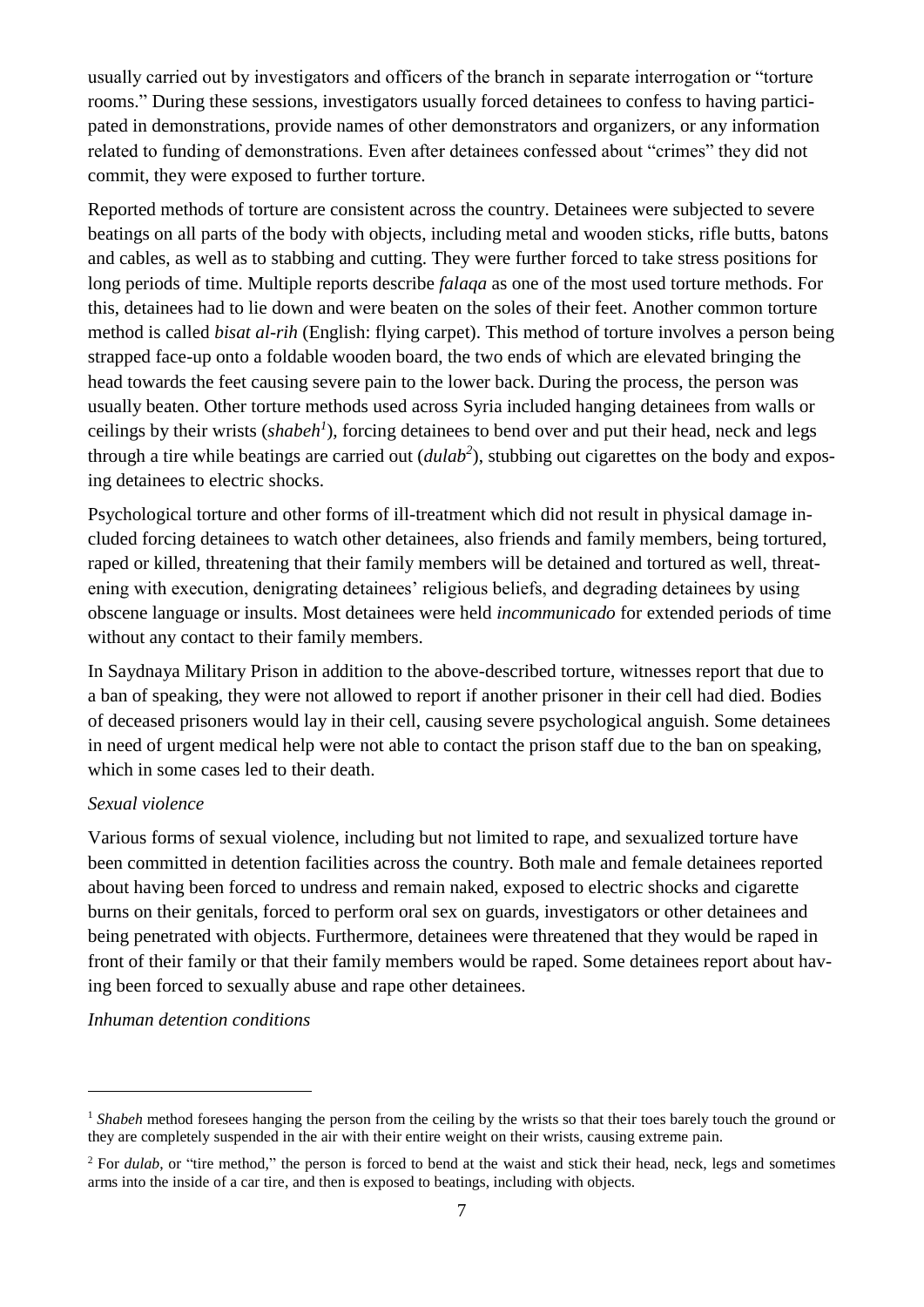usually carried out by investigators and officers of the branch in separate interrogation or "torture rooms." During these sessions, investigators usually forced detainees to confess to having participated in demonstrations, provide names of other demonstrators and organizers, or any information related to funding of demonstrations. Even after detainees confessed about "crimes" they did not commit, they were exposed to further torture.

Reported methods of torture are consistent across the country. Detainees were subjected to severe beatings on all parts of the body with objects, including metal and wooden sticks, rifle butts, batons and cables, as well as to stabbing and cutting. They were further forced to take stress positions for long periods of time. Multiple reports describe *falaqa* as one of the most used torture methods. For this, detainees had to lie down and were beaten on the soles of their feet. Another common torture method is called *bisat al-rih* (English: flying carpet). This method of torture involves a person being strapped face-up onto a foldable wooden board, the two ends of which are elevated bringing the head towards the feet causing severe pain to the lower back. During the process, the person was usually beaten. Other torture methods used across Syria included hanging detainees from walls or ceilings by their wrists (*shabeh*[1]), forcing detainees to bend over and put their head, neck and legs through a tire while beatings are carried out (*dulab*[2]), stubbing out cigarettes on the body and exposing detainees to electric shocks.

Psychological torture and other forms of ill-treatment which did not result in physical damage included forcing detainees to watch other detainees, also friends and family members, being tortured, raped or killed, threatening that their family members will be detained and tortured as well, threatening with execution, denigrating detainees' religious beliefs, and degrading detainees by using obscene language or insults. Most detainees were held *incommunicado* for extended periods of time without any contact to their family members.

In Saydnaya Military Prison in addition to the above-described torture, witnesses report that due to a ban of speaking, they were not allowed to report if another prisoner in their cell had died. Bodies of deceased prisoners would lay in their cell, causing severe psychological anguish. Some detainees in need of urgent medical help were not able to contact the prison staff due to the ban on speaking, which in some cases led to their death.

*Sexual violence*

Various forms of sexual violence, including but not limited to rape, and sexualized torture have been committed in detention facilities across the country. Both male and female detainees reported about having been forced to undress and remain naked, exposed to electric shocks and cigarette burns on their genitals, forced to perform oral sex on guards, investigators or other detainees and being penetrated with objects. Furthermore, detainees were threatened that they would be raped in front of their family or that their family members would be raped. Some detainees report about having been forced to sexually abuse and rape other detainees.

*Inhuman detention conditions*

---

[1] *Shabeh* method foresees hanging the person from the ceiling by the wrists so that their toes barely touch the ground or they are completely suspended in the air with their entire weight on their wrists, causing extreme pain.

[2] For *dulab*, or "tire method," the person is forced to bend at the waist and stick their head, neck, legs and sometimes arms into the inside of a car tire, and then is exposed to beatings, including with objects.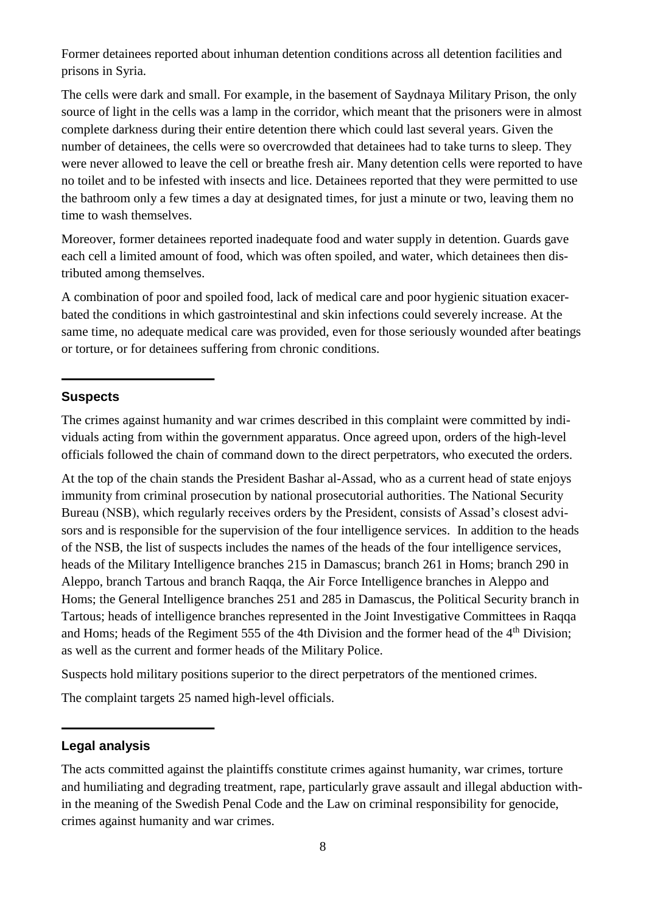Former detainees reported about inhuman detention conditions across all detention facilities and prisons in Syria.

The cells were dark and small. For example, in the basement of Saydnaya Military Prison, the only source of light in the cells was a lamp in the corridor, which meant that the prisoners were in almost complete darkness during their entire detention there which could last several years. Given the number of detainees, the cells were so overcrowded that detainees had to take turns to sleep. They were never allowed to leave the cell or breathe fresh air. Many detention cells were reported to have no toilet and to be infested with insects and lice. Detainees reported that they were permitted to use the bathroom only a few times a day at designated times, for just a minute or two, leaving them no time to wash themselves.

Moreover, former detainees reported inadequate food and water supply in detention. Guards gave each cell a limited amount of food, which was often spoiled, and water, which detainees then distributed among themselves.

A combination of poor and spoiled food, lack of medical care and poor hygienic situation exacerbated the conditions in which gastrointestinal and skin infections could severely increase. At the same time, no adequate medical care was provided, even for those seriously wounded after beatings or torture, or for detainees suffering from chronic conditions.

## Suspects

The crimes against humanity and war crimes described in this complaint were committed by individuals acting from within the government apparatus. Once agreed upon, orders of the high-level officials followed the chain of command down to the direct perpetrators, who executed the orders.

At the top of the chain stands the President Bashar al-Assad, who as a current head of state enjoys immunity from criminal prosecution by national prosecutorial authorities. The National Security Bureau (NSB), which regularly receives orders by the President, consists of Assad's closest advisors and is responsible for the supervision of the four intelligence services. In addition to the heads of the NSB, the list of suspects includes the names of the heads of the four intelligence services, heads of the Military Intelligence branches 215 in Damascus; branch 261 in Homs; branch 290 in Aleppo, branch Tartous and branch Raqqa, the Air Force Intelligence branches in Aleppo and Homs; the General Intelligence branches 251 and 285 in Damascus, the Political Security branch in Tartous; heads of intelligence branches represented in the Joint Investigative Committees in Raqqa and Homs; heads of the Regiment 555 of the 4th Division and the former head of the 4th Division; as well as the current and former heads of the Military Police.

Suspects hold military positions superior to the direct perpetrators of the mentioned crimes.

The complaint targets 25 named high-level officials.

## Legal analysis

The acts committed against the plaintiffs constitute crimes against humanity, war crimes, torture and humiliating and degrading treatment, rape, particularly grave assault and illegal abduction within the meaning of the Swedish Penal Code and the Law on criminal responsibility for genocide, crimes against humanity and war crimes.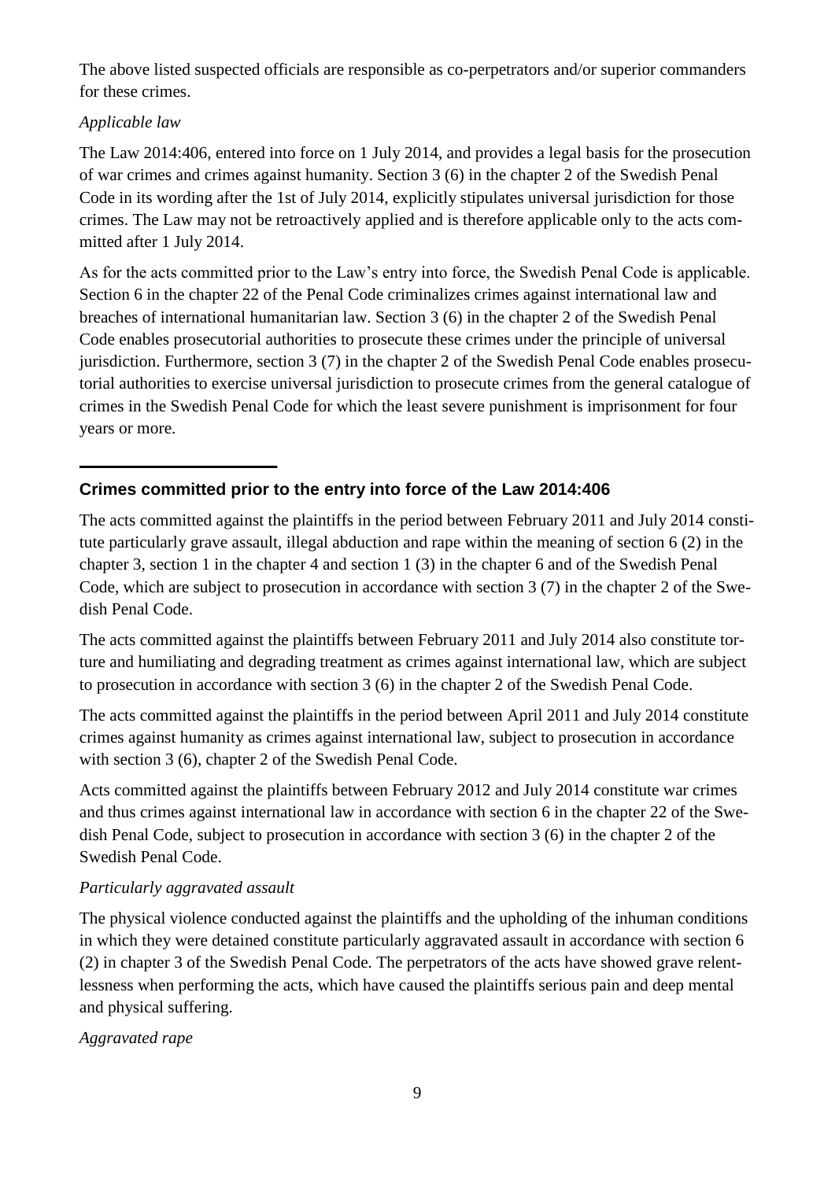The above listed suspected officials are responsible as co-perpetrators and/or superior commanders for these crimes.

*Applicable law*

The Law 2014:406, entered into force on 1 July 2014, and provides a legal basis for the prosecution of war crimes and crimes against humanity. Section 3 (6) in the chapter 2 of the Swedish Penal Code in its wording after the 1st of July 2014, explicitly stipulates universal jurisdiction for those crimes. The Law may not be retroactively applied and is therefore applicable only to the acts committed after 1 July 2014.

As for the acts committed prior to the Law's entry into force, the Swedish Penal Code is applicable. Section 6 in the chapter 22 of the Penal Code criminalizes crimes against international law and breaches of international humanitarian law. Section 3 (6) in the chapter 2 of the Swedish Penal Code enables prosecutorial authorities to prosecute these crimes under the principle of universal jurisdiction. Furthermore, section 3 (7) in the chapter 2 of the Swedish Penal Code enables prosecutorial authorities to exercise universal jurisdiction to prosecute crimes from the general catalogue of crimes in the Swedish Penal Code for which the least severe punishment is imprisonment for four years or more.

---

## Crimes committed prior to the entry into force of the Law 2014:406

The acts committed against the plaintiffs in the period between February 2011 and July 2014 constitute particularly grave assault, illegal abduction and rape within the meaning of section 6 (2) in the chapter 3, section 1 in the chapter 4 and section 1 (3) in the chapter 6 and of the Swedish Penal Code, which are subject to prosecution in accordance with section 3 (7) in the chapter 2 of the Swedish Penal Code.

The acts committed against the plaintiffs between February 2011 and July 2014 also constitute torture and humiliating and degrading treatment as crimes against international law, which are subject to prosecution in accordance with section 3 (6) in the chapter 2 of the Swedish Penal Code.

The acts committed against the plaintiffs in the period between April 2011 and July 2014 constitute crimes against humanity as crimes against international law, subject to prosecution in accordance with section 3 (6), chapter 2 of the Swedish Penal Code.

Acts committed against the plaintiffs between February 2012 and July 2014 constitute war crimes and thus crimes against international law in accordance with section 6 in the chapter 22 of the Swedish Penal Code, subject to prosecution in accordance with section 3 (6) in the chapter 2 of the Swedish Penal Code.

*Particularly aggravated assault*

The physical violence conducted against the plaintiffs and the upholding of the inhuman conditions in which they were detained constitute particularly aggravated assault in accordance with section 6 (2) in chapter 3 of the Swedish Penal Code. The perpetrators of the acts have showed grave relentlessness when performing the acts, which have caused the plaintiffs serious pain and deep mental and physical suffering.

*Aggravated rape*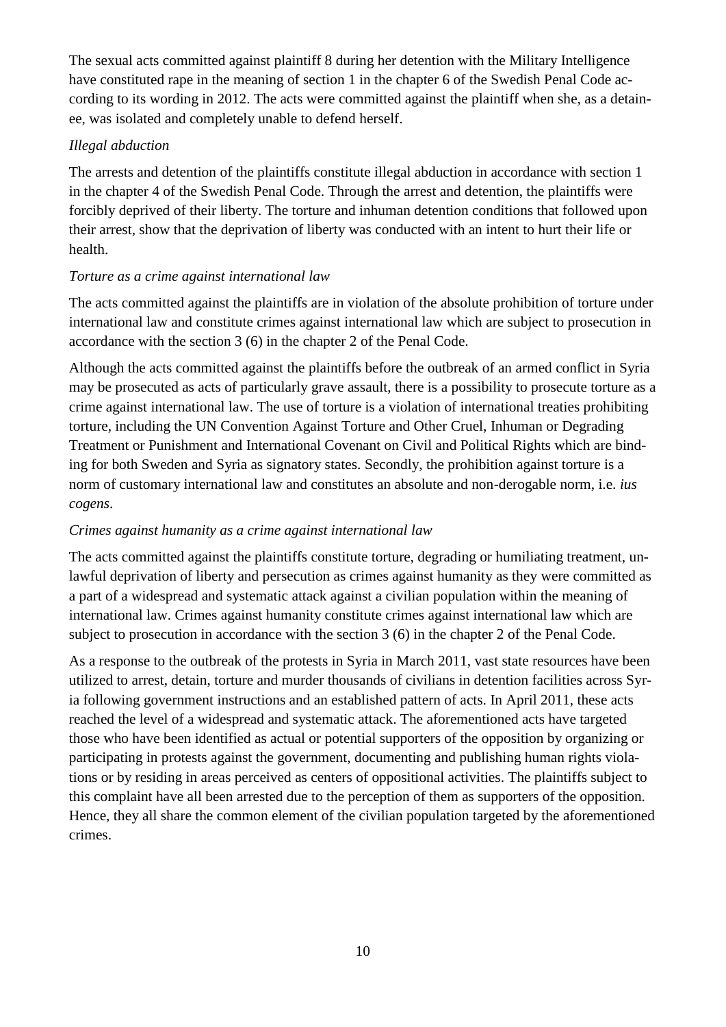The sexual acts committed against plaintiff 8 during her detention with the Military Intelligence have constituted rape in the meaning of section 1 in the chapter 6 of the Swedish Penal Code according to its wording in 2012. The acts were committed against the plaintiff when she, as a detainee, was isolated and completely unable to defend herself.

*Illegal abduction*

The arrests and detention of the plaintiffs constitute illegal abduction in accordance with section 1 in the chapter 4 of the Swedish Penal Code. Through the arrest and detention, the plaintiffs were forcibly deprived of their liberty. The torture and inhuman detention conditions that followed upon their arrest, show that the deprivation of liberty was conducted with an intent to hurt their life or health.

*Torture as a crime against international law*

The acts committed against the plaintiffs are in violation of the absolute prohibition of torture under international law and constitute crimes against international law which are subject to prosecution in accordance with the section 3 (6) in the chapter 2 of the Penal Code.

Although the acts committed against the plaintiffs before the outbreak of an armed conflict in Syria may be prosecuted as acts of particularly grave assault, there is a possibility to prosecute torture as a crime against international law. The use of torture is a violation of international treaties prohibiting torture, including the UN Convention Against Torture and Other Cruel, Inhuman or Degrading Treatment or Punishment and International Covenant on Civil and Political Rights which are binding for both Sweden and Syria as signatory states. Secondly, the prohibition against torture is a norm of customary international law and constitutes an absolute and non-derogable norm, i.e. *ius cogens*.

*Crimes against humanity as a crime against international law*

The acts committed against the plaintiffs constitute torture, degrading or humiliating treatment, unlawful deprivation of liberty and persecution as crimes against humanity as they were committed as a part of a widespread and systematic attack against a civilian population within the meaning of international law. Crimes against humanity constitute crimes against international law which are subject to prosecution in accordance with the section 3 (6) in the chapter 2 of the Penal Code.

As a response to the outbreak of the protests in Syria in March 2011, vast state resources have been utilized to arrest, detain, torture and murder thousands of civilians in detention facilities across Syria following government instructions and an established pattern of acts. In April 2011, these acts reached the level of a widespread and systematic attack. The aforementioned acts have targeted those who have been identified as actual or potential supporters of the opposition by organizing or participating in protests against the government, documenting and publishing human rights violations or by residing in areas perceived as centers of oppositional activities. The plaintiffs subject to this complaint have all been arrested due to the perception of them as supporters of the opposition. Hence, they all share the common element of the civilian population targeted by the aforementioned crimes.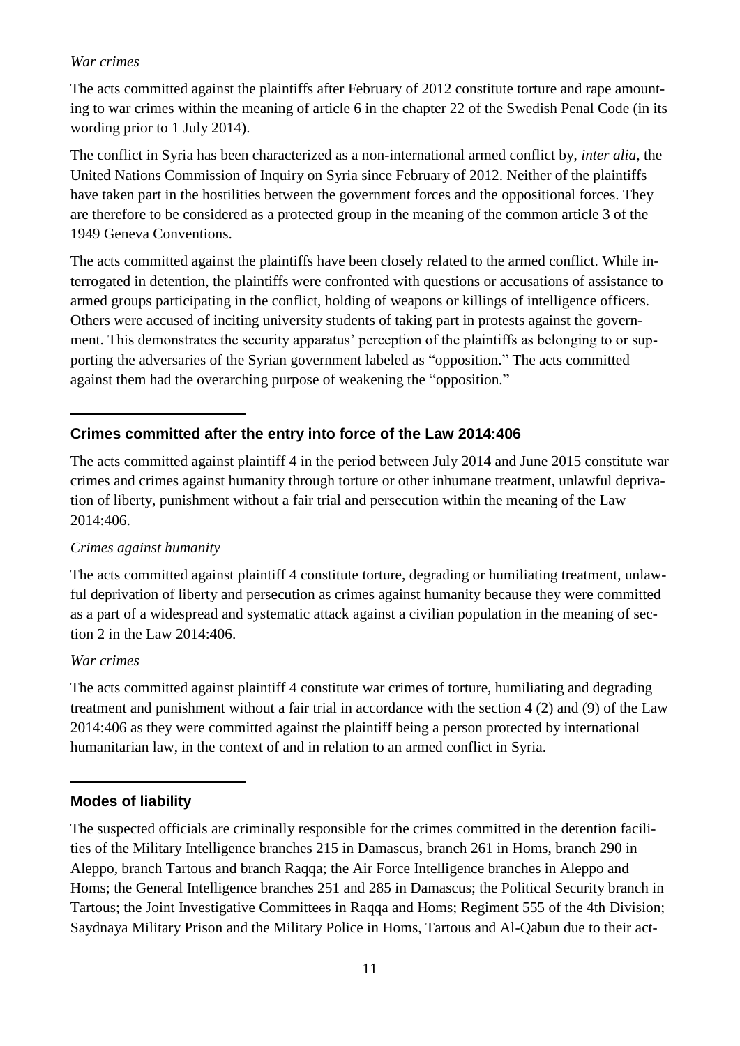*War crimes*

The acts committed against the plaintiffs after February of 2012 constitute torture and rape amounting to war crimes within the meaning of article 6 in the chapter 22 of the Swedish Penal Code (in its wording prior to 1 July 2014).

The conflict in Syria has been characterized as a non-international armed conflict by, *inter alia*, the United Nations Commission of Inquiry on Syria since February of 2012. Neither of the plaintiffs have taken part in the hostilities between the government forces and the oppositional forces. They are therefore to be considered as a protected group in the meaning of the common article 3 of the 1949 Geneva Conventions.

The acts committed against the plaintiffs have been closely related to the armed conflict. While interrogated in detention, the plaintiffs were confronted with questions or accusations of assistance to armed groups participating in the conflict, holding of weapons or killings of intelligence officers. Others were accused of inciting university students of taking part in protests against the government. This demonstrates the security apparatus' perception of the plaintiffs as belonging to or supporting the adversaries of the Syrian government labeled as "opposition." The acts committed against them had the overarching purpose of weakening the "opposition."

## Crimes committed after the entry into force of the Law 2014:406

The acts committed against plaintiff 4 in the period between July 2014 and June 2015 constitute war crimes and crimes against humanity through torture or other inhumane treatment, unlawful deprivation of liberty, punishment without a fair trial and persecution within the meaning of the Law 2014:406.

*Crimes against humanity*

The acts committed against plaintiff 4 constitute torture, degrading or humiliating treatment, unlawful deprivation of liberty and persecution as crimes against humanity because they were committed as a part of a widespread and systematic attack against a civilian population in the meaning of section 2 in the Law 2014:406.

*War crimes*

The acts committed against plaintiff 4 constitute war crimes of torture, humiliating and degrading treatment and punishment without a fair trial in accordance with the section 4 (2) and (9) of the Law 2014:406 as they were committed against the plaintiff being a person protected by international humanitarian law, in the context of and in relation to an armed conflict in Syria.

## Modes of liability

The suspected officials are criminally responsible for the crimes committed in the detention facilities of the Military Intelligence branches 215 in Damascus, branch 261 in Homs, branch 290 in Aleppo, branch Tartous and branch Raqqa; the Air Force Intelligence branches in Aleppo and Homs; the General Intelligence branches 251 and 285 in Damascus; the Political Security branch in Tartous; the Joint Investigative Committees in Raqqa and Homs; Regiment 555 of the 4th Division; Saydnaya Military Prison and the Military Police in Homs, Tartous and Al-Qabun due to their act-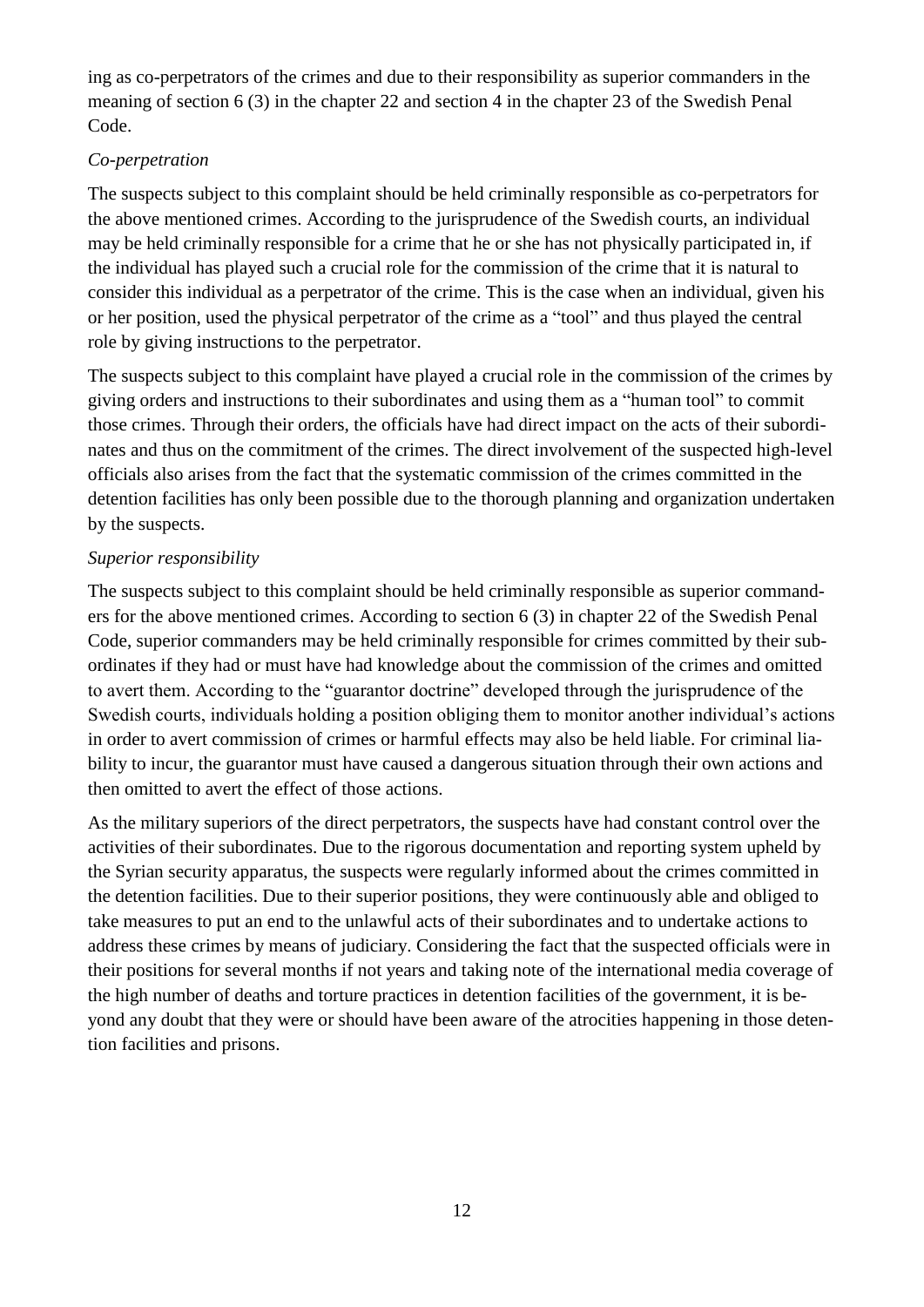ing as co-perpetrators of the crimes and due to their responsibility as superior commanders in the meaning of section 6 (3) in the chapter 22 and section 4 in the chapter 23 of the Swedish Penal Code.

*Co-perpetration*

The suspects subject to this complaint should be held criminally responsible as co-perpetrators for the above mentioned crimes. According to the jurisprudence of the Swedish courts, an individual may be held criminally responsible for a crime that he or she has not physically participated in, if the individual has played such a crucial role for the commission of the crime that it is natural to consider this individual as a perpetrator of the crime. This is the case when an individual, given his or her position, used the physical perpetrator of the crime as a "tool" and thus played the central role by giving instructions to the perpetrator.

The suspects subject to this complaint have played a crucial role in the commission of the crimes by giving orders and instructions to their subordinates and using them as a "human tool" to commit those crimes. Through their orders, the officials have had direct impact on the acts of their subordinates and thus on the commitment of the crimes. The direct involvement of the suspected high-level officials also arises from the fact that the systematic commission of the crimes committed in the detention facilities has only been possible due to the thorough planning and organization undertaken by the suspects.

*Superior responsibility*

The suspects subject to this complaint should be held criminally responsible as superior commanders for the above mentioned crimes. According to section 6 (3) in chapter 22 of the Swedish Penal Code, superior commanders may be held criminally responsible for crimes committed by their subordinates if they had or must have had knowledge about the commission of the crimes and omitted to avert them. According to the "guarantor doctrine" developed through the jurisprudence of the Swedish courts, individuals holding a position obliging them to monitor another individual's actions in order to avert commission of crimes or harmful effects may also be held liable. For criminal liability to incur, the guarantor must have caused a dangerous situation through their own actions and then omitted to avert the effect of those actions.

As the military superiors of the direct perpetrators, the suspects have had constant control over the activities of their subordinates. Due to the rigorous documentation and reporting system upheld by the Syrian security apparatus, the suspects were regularly informed about the crimes committed in the detention facilities. Due to their superior positions, they were continuously able and obliged to take measures to put an end to the unlawful acts of their subordinates and to undertake actions to address these crimes by means of judiciary. Considering the fact that the suspected officials were in their positions for several months if not years and taking note of the international media coverage of the high number of deaths and torture practices in detention facilities of the government, it is beyond any doubt that they were or should have been aware of the atrocities happening in those detention facilities and prisons.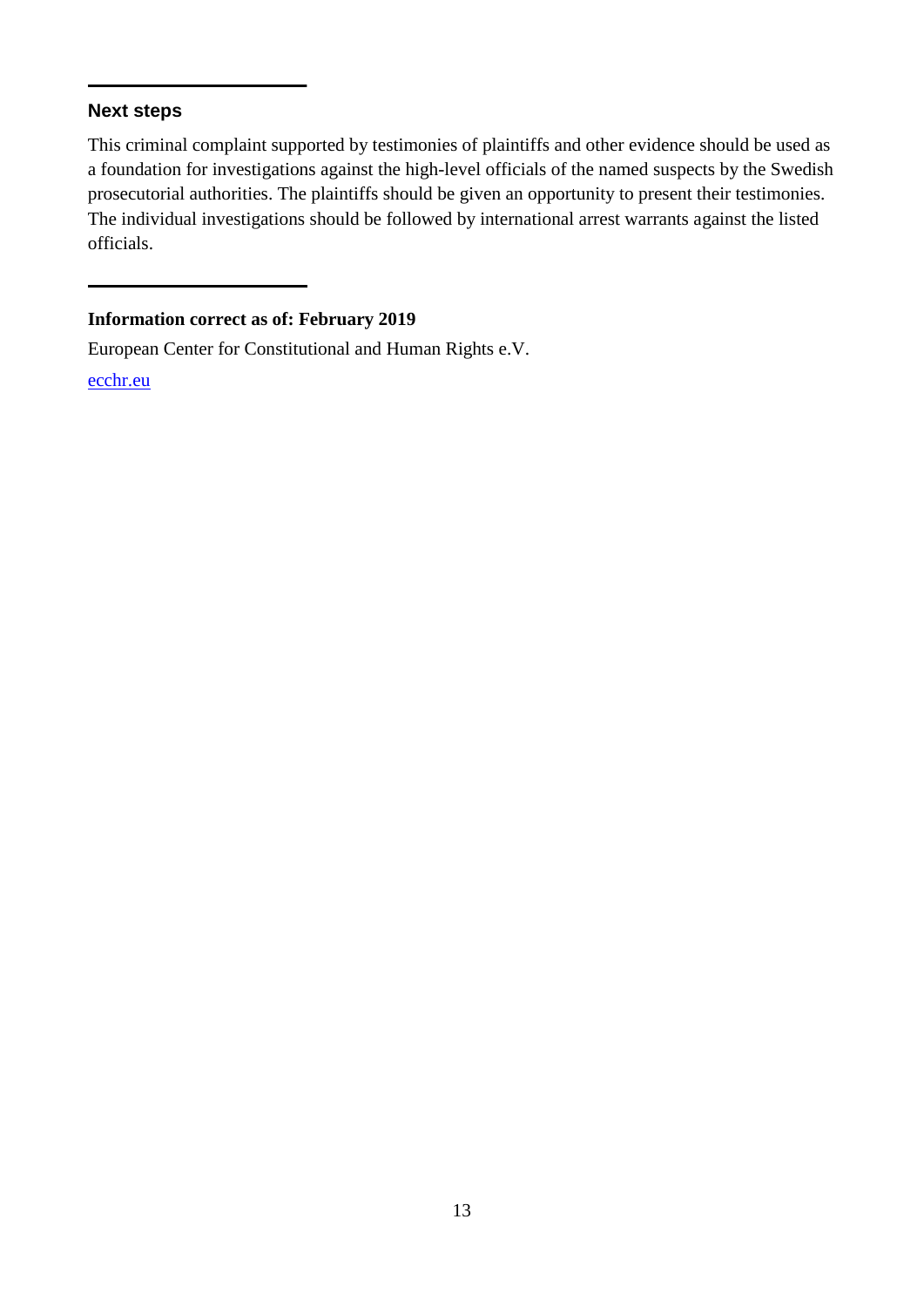## Next steps

This criminal complaint supported by testimonies of plaintiffs and other evidence should be used as a foundation for investigations against the high-level officials of the named suspects by the Swedish prosecutorial authorities. The plaintiffs should be given an opportunity to present their testimonies. The individual investigations should be followed by international arrest warrants against the listed officials.

**Information correct as of: February 2019**

European Center for Constitutional and Human Rights e.V.

[ecchr.eu](ecchr.eu)